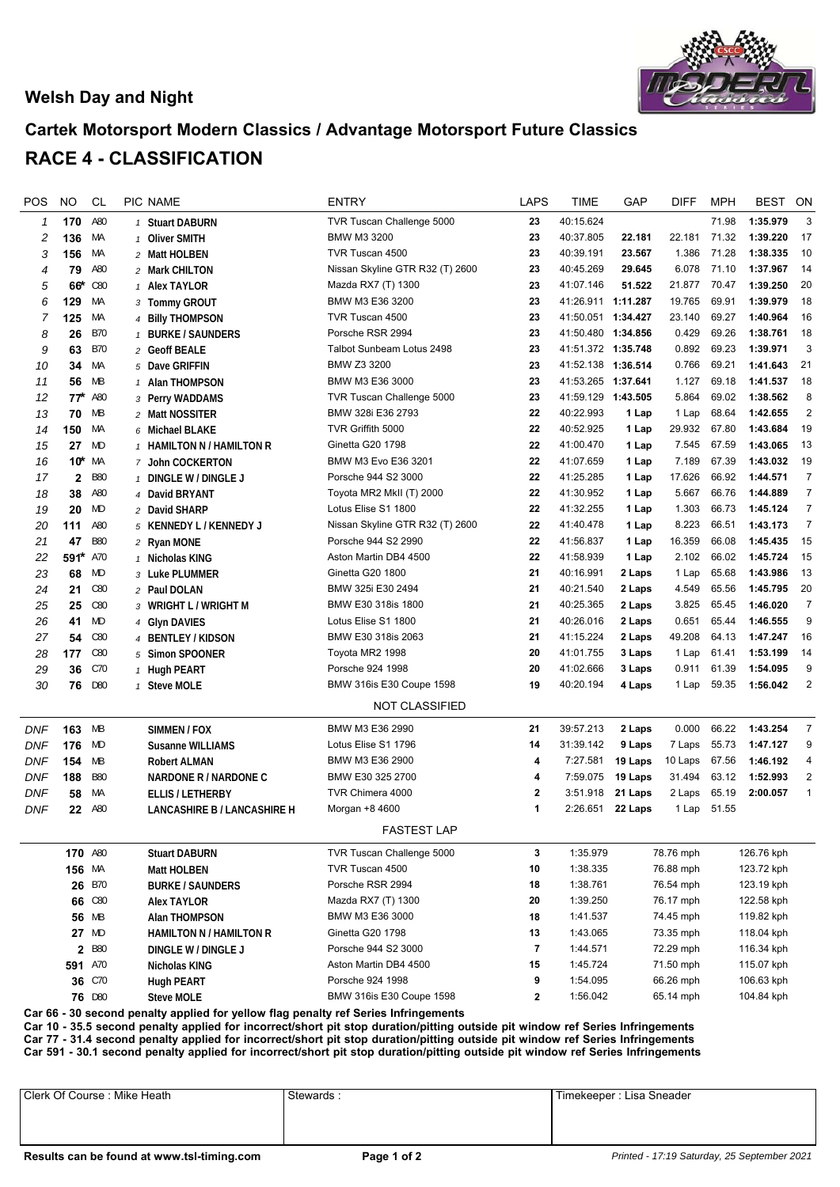**Welsh Day and Night**

## Cartek Motorsport Modern Classics / Advantage Motorsport Future Classics

# RACE 4 - CLASSIFICATION

| POS | NO | CL | PIC | NAME | ENTRY | LAPS | TIME | GAP | DIFF | MPH | BEST | ON |
|---|---|---|---|---|---|---|---|---|---|---|---|---|
| 1 | 170 | A80 | 1 | Stuart DABURN | TVR Tuscan Challenge 5000 | 23 | 40:15.624 | | | 71.98 | 1:35.979 | 3 |
| 2 | 136 | MA | 1 | Oliver SMITH | BMW M3 3200 | 23 | 40:37.805 | 22.181 | 22.181 | 71.32 | 1:39.220 | 17 |
| 3 | 156 | MA | 2 | Matt HOLBEN | TVR Tuscan 4500 | 23 | 40:39.191 | 23.567 | 1.386 | 71.28 | 1:38.335 | 10 |
| 4 | 79 | A80 | 2 | Mark CHILTON | Nissan Skyline GTR R32 (T) 2600 | 23 | 40:45.269 | 29.645 | 6.078 | 71.10 | 1:37.967 | 14 |
| 5 | 66* | C80 | 1 | Alex TAYLOR | Mazda RX7 (T) 1300 | 23 | 41:07.146 | 51.522 | 21.877 | 70.47 | 1:39.250 | 20 |
| 6 | 129 | MA | 3 | Tommy GROUT | BMW M3 E36 3200 | 23 | 41:26.911 | 1:11.287 | 19.765 | 69.91 | 1:39.979 | 18 |
| 7 | 125 | MA | 4 | Billy THOMPSON | TVR Tuscan 4500 | 23 | 41:50.051 | 1:34.427 | 23.140 | 69.27 | 1:40.964 | 16 |
| 8 | 26 | B70 | 1 | BURKE / SAUNDERS | Porsche RSR 2994 | 23 | 41:50.480 | 1:34.856 | 0.429 | 69.26 | 1:38.761 | 18 |
| 9 | 63 | B70 | 2 | Geoff BEALE | Talbot Sunbeam Lotus 2498 | 23 | 41:51.372 | 1:35.748 | 0.892 | 69.23 | 1:39.971 | 3 |
| 10 | 34 | MA | 5 | Dave GRIFFIN | BMW Z3 3200 | 23 | 41:52.138 | 1:36.514 | 0.766 | 69.21 | 1:41.643 | 21 |
| 11 | 56 | MB | 1 | Alan THOMPSON | BMW M3 E36 3000 | 23 | 41:53.265 | 1:37.641 | 1.127 | 69.18 | 1:41.537 | 18 |
| 12 | 77* | A80 | 3 | Perry WADDAMS | TVR Tuscan Challenge 5000 | 23 | 41:59.129 | 1:43.505 | 5.864 | 69.02 | 1:38.562 | 8 |
| 13 | 70 | MB | 2 | Matt NOSSITER | BMW 328i E36 2793 | 22 | 40:22.993 | 1 Lap | 1 Lap | 68.64 | 1:42.655 | 2 |
| 14 | 150 | MA | 6 | Michael BLAKE | TVR Griffith 5000 | 22 | 40:52.925 | 1 Lap | 29.932 | 67.80 | 1:43.684 | 19 |
| 15 | 27 | MD | 1 | HAMILTON N / HAMILTON R | Ginetta G20 1798 | 22 | 41:00.470 | 1 Lap | 7.545 | 67.59 | 1:43.065 | 13 |
| 16 | 10* | MA | 7 | John COCKERTON | BMW M3 Evo E36 3201 | 22 | 41:07.659 | 1 Lap | 7.189 | 67.39 | 1:43.032 | 19 |
| 17 | 2 | B80 | 1 | DINGLE W / DINGLE J | Porsche 944 S2 3000 | 22 | 41:25.285 | 1 Lap | 17.626 | 66.92 | 1:44.571 | 7 |
| 18 | 38 | A80 | 4 | David BRYANT | Toyota MR2 MkII (T) 2000 | 22 | 41:30.952 | 1 Lap | 5.667 | 66.76 | 1:44.889 | 7 |
| 19 | 20 | MD | 2 | David SHARP | Lotus Elise S1 1800 | 22 | 41:32.255 | 1 Lap | 1.303 | 66.73 | 1:45.124 | 7 |
| 20 | 111 | A80 | 5 | KENNEDY L / KENNEDY J | Nissan Skyline GTR R32 (T) 2600 | 22 | 41:40.478 | 1 Lap | 8.223 | 66.51 | 1:43.173 | 7 |
| 21 | 47 | B80 | 2 | Ryan MONE | Porsche 944 S2 2990 | 22 | 41:56.837 | 1 Lap | 16.359 | 66.08 | 1:45.435 | 15 |
| 22 | 591* | A70 | 1 | Nicholas KING | Aston Martin DB4 4500 | 22 | 41:58.939 | 1 Lap | 2.102 | 66.02 | 1:45.724 | 15 |
| 23 | 68 | MD | 3 | Luke PLUMMER | Ginetta G20 1800 | 21 | 40:16.991 | 2 Laps | 1 Lap | 65.68 | 1:43.986 | 13 |
| 24 | 21 | C80 | 2 | Paul DOLAN | BMW 325i E30 2494 | 21 | 40:21.540 | 2 Laps | 4.549 | 65.56 | 1:45.795 | 20 |
| 25 | 25 | C80 | 3 | WRIGHT L / WRIGHT M | BMW E30 318is 1800 | 21 | 40:25.365 | 2 Laps | 3.825 | 65.45 | 1:46.020 | 7 |
| 26 | 41 | MD | 4 | Glyn DAVIES | Lotus Elise S1 1800 | 21 | 40:26.016 | 2 Laps | 0.651 | 65.44 | 1:46.555 | 9 |
| 27 | 54 | C80 | 4 | BENTLEY / KIDSON | BMW E30 318is 2063 | 21 | 41:15.224 | 2 Laps | 49.208 | 64.13 | 1:47.247 | 16 |
| 28 | 177 | C80 | 5 | Simon SPOONER | Toyota MR2 1998 | 20 | 41:01.755 | 3 Laps | 1 Lap | 61.41 | 1:53.199 | 14 |
| 29 | 36 | C70 | 1 | Hugh PEART | Porsche 924 1998 | 20 | 41:02.666 | 3 Laps | 0.911 | 61.39 | 1:54.095 | 9 |
| 30 | 76 | D80 | 1 | Steve MOLE | BMW 316is E30 Coupe 1598 | 19 | 40:20.194 | 4 Laps | 1 Lap | 59.35 | 1:56.042 | 2 |
| | | | | | **NOT CLASSIFIED** | | | | | | | |
| DNF | 163 | MB | | SIMMEN / FOX | BMW M3 E36 2990 | 21 | 39:57.213 | 2 Laps | 0.000 | 66.22 | 1:43.254 | 7 |
| DNF | 176 | MD | | Susanne WILLIAMS | Lotus Elise S1 1796 | 14 | 31:39.142 | 9 Laps | 7 Laps | 55.73 | 1:47.127 | 9 |
| DNF | 154 | MB | | Robert ALMAN | BMW M3 E36 2900 | 4 | 7:27.581 | 19 Laps | 10 Laps | 67.56 | 1:46.192 | 4 |
| DNF | 188 | B80 | | NARDONE R / NARDONE C | BMW E30 325 2700 | 4 | 7:59.075 | 19 Laps | 31.494 | 63.12 | 1:52.993 | 2 |
| DNF | 58 | MA | | ELLIS / LETHERBY | TVR Chimera 4000 | 2 | 3:51.918 | 21 Laps | 2 Laps | 65.19 | 2:00.057 | 1 |
| DNF | 22 | A80 | | LANCASHIRE B / LANCASHIRE H | Morgan +8 4600 | 1 | 2:26.651 | 22 Laps | 1 Lap | 51.55 | | |

**FASTEST LAP**

| NO | CL | NAME | ENTRY | LAP | TIME | MPH | KPH |
|---|---|---|---|---|---|---|---|
| 170 | A80 | Stuart DABURN | TVR Tuscan Challenge 5000 | 3 | 1:35.979 | 78.76 mph | 126.76 kph |
| 156 | MA | Matt HOLBEN | TVR Tuscan 4500 | 10 | 1:38.335 | 76.88 mph | 123.72 kph |
| 26 | B70 | BURKE / SAUNDERS | Porsche RSR 2994 | 18 | 1:38.761 | 76.54 mph | 123.19 kph |
| 66 | C80 | Alex TAYLOR | Mazda RX7 (T) 1300 | 20 | 1:39.250 | 76.17 mph | 122.58 kph |
| 56 | MB | Alan THOMPSON | BMW M3 E36 3000 | 18 | 1:41.537 | 74.45 mph | 119.82 kph |
| 27 | MD | HAMILTON N / HAMILTON R | Ginetta G20 1798 | 13 | 1:43.065 | 73.35 mph | 118.04 kph |
| 2 | B80 | DINGLE W / DINGLE J | Porsche 944 S2 3000 | 7 | 1:44.571 | 72.29 mph | 116.34 kph |
| 591 | A70 | Nicholas KING | Aston Martin DB4 4500 | 15 | 1:45.724 | 71.50 mph | 115.07 kph |
| 36 | C70 | Hugh PEART | Porsche 924 1998 | 9 | 1:54.095 | 66.26 mph | 106.63 kph |
| 76 | D80 | Steve MOLE | BMW 316is E30 Coupe 1598 | 2 | 1:56.042 | 65.14 mph | 104.84 kph |

**Car 66 - 30 second penalty applied for yellow flag penalty ref Series Infringements**
**Car 10 - 35.5 second penalty applied for incorrect/short pit stop duration/pitting outside pit window ref Series Infringements**
**Car 77 - 31.4 second penalty applied for incorrect/short pit stop duration/pitting outside pit window ref Series Infringements**
**Car 591 - 30.1 second penalty applied for incorrect/short pit stop duration/pitting outside pit window ref Series Infringements**

| Clerk Of Course : Mike Heath | Stewards : | Timekeeper : Lisa Sneader |
|---|---|---|

**Results can be found at www.tsl-timing.com**

*Printed - 17:19 Saturday, 25 September 2021*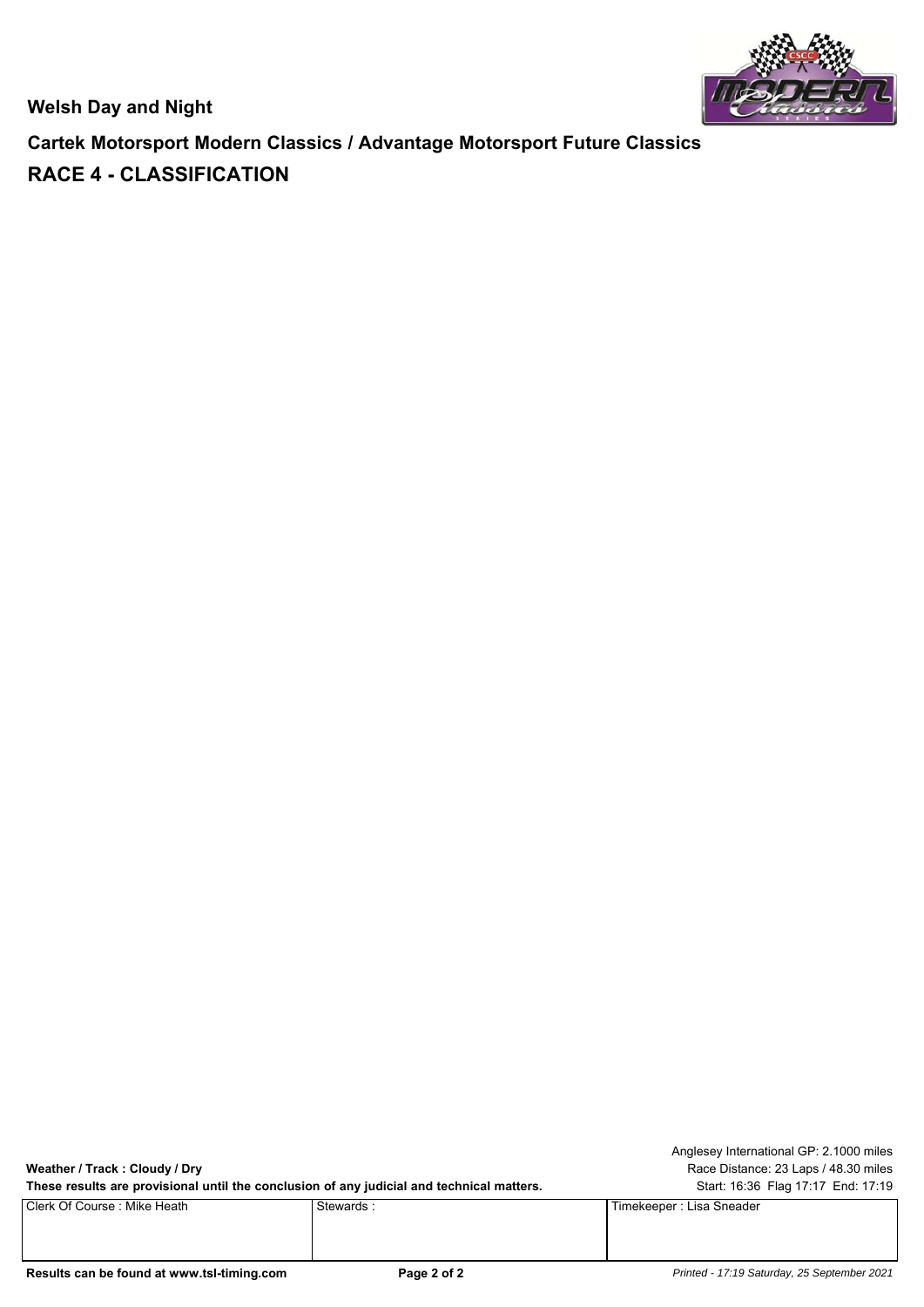**Welsh Day and Night**

**Cartek Motorsport Modern Classics / Advantage Motorsport Future Classics**

## RACE 4 - CLASSIFICATION

Anglesey International GP: 2.1000 miles

**Weather / Track : Cloudy / Dry**

Race Distance: 23 Laps / 48.30 miles

**These results are provisional until the conclusion of any judicial and technical matters.**

Start: 16:36 Flag 17:17 End: 17:19

| | | |
|---|---|---|
| Clerk Of Course : Mike Heath | Stewards : | Timekeeper : Lisa Sneader |

**Results can be found at www.tsl-timing.com**

*Printed - 17:19 Saturday, 25 September 2021*